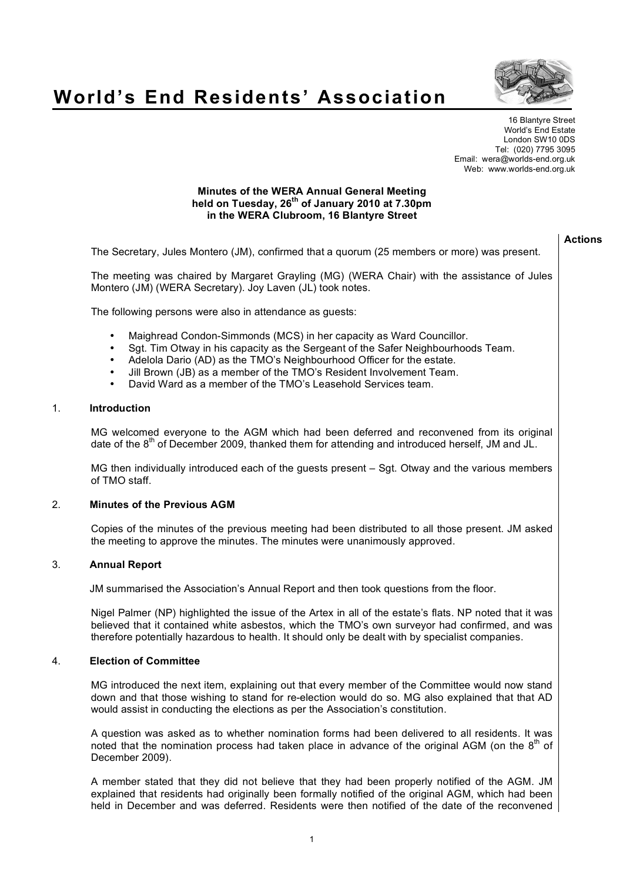# World's End Residents' Association

16 Blantyre Street
World's End Estate
London SW10 0DS
Tel: (020) 7795 3095
Email: wera@worlds-end.org.uk
Web: www.worlds-end.org.uk

**Minutes of the WERA Annual General Meeting**
**held on Tuesday, 26th of January 2010 at 7.30pm**
**in the WERA Clubroom, 16 Blantyre Street**

**Actions**

The Secretary, Jules Montero (JM), confirmed that a quorum (25 members or more) was present.

The meeting was chaired by Margaret Grayling (MG) (WERA Chair) with the assistance of Jules Montero (JM) (WERA Secretary). Joy Laven (JL) took notes.

The following persons were also in attendance as guests:

- Maighread Condon-Simmonds (MCS) in her capacity as Ward Councillor.
- Sgt. Tim Otway in his capacity as the Sergeant of the Safer Neighbourhoods Team.
- Adelola Dario (AD) as the TMO's Neighbourhood Officer for the estate.
- Jill Brown (JB) as a member of the TMO's Resident Involvement Team.
- David Ward as a member of the TMO's Leasehold Services team.

## 1. Introduction

MG welcomed everyone to the AGM which had been deferred and reconvened from its original date of the 8th of December 2009, thanked them for attending and introduced herself, JM and JL.

MG then individually introduced each of the guests present – Sgt. Otway and the various members of TMO staff.

## 2. Minutes of the Previous AGM

Copies of the minutes of the previous meeting had been distributed to all those present. JM asked the meeting to approve the minutes. The minutes were unanimously approved.

## 3. Annual Report

JM summarised the Association's Annual Report and then took questions from the floor.

Nigel Palmer (NP) highlighted the issue of the Artex in all of the estate's flats. NP noted that it was believed that it contained white asbestos, which the TMO's own surveyor had confirmed, and was therefore potentially hazardous to health. It should only be dealt with by specialist companies.

## 4. Election of Committee

MG introduced the next item, explaining out that every member of the Committee would now stand down and that those wishing to stand for re-election would do so. MG also explained that that AD would assist in conducting the elections as per the Association's constitution.

A question was asked as to whether nomination forms had been delivered to all residents. It was noted that the nomination process had taken place in advance of the original AGM (on the 8th of December 2009).

A member stated that they did not believe that they had been properly notified of the AGM. JM explained that residents had originally been formally notified of the original AGM, which had been held in December and was deferred. Residents were then notified of the date of the reconvened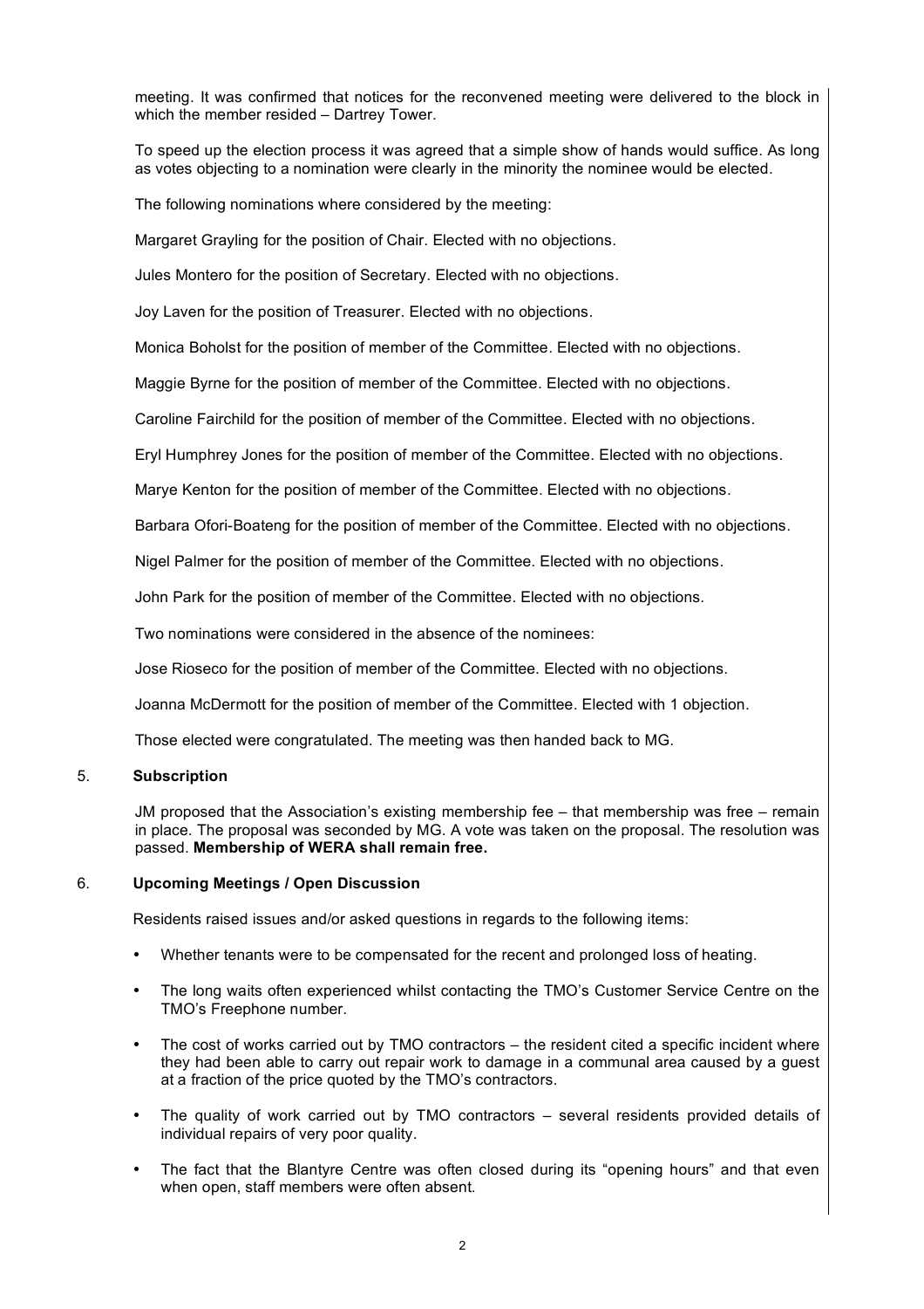meeting. It was confirmed that notices for the reconvened meeting were delivered to the block in which the member resided – Dartrey Tower.

To speed up the election process it was agreed that a simple show of hands would suffice. As long as votes objecting to a nomination were clearly in the minority the nominee would be elected.

The following nominations where considered by the meeting:

Margaret Grayling for the position of Chair. Elected with no objections.

Jules Montero for the position of Secretary. Elected with no objections.

Joy Laven for the position of Treasurer. Elected with no objections.

Monica Boholst for the position of member of the Committee. Elected with no objections.

Maggie Byrne for the position of member of the Committee. Elected with no objections.

Caroline Fairchild for the position of member of the Committee. Elected with no objections.

Eryl Humphrey Jones for the position of member of the Committee. Elected with no objections.

Marye Kenton for the position of member of the Committee. Elected with no objections.

Barbara Ofori-Boateng for the position of member of the Committee. Elected with no objections.

Nigel Palmer for the position of member of the Committee. Elected with no objections.

John Park for the position of member of the Committee. Elected with no objections.

Two nominations were considered in the absence of the nominees:

Jose Rioseco for the position of member of the Committee. Elected with no objections.

Joanna McDermott for the position of member of the Committee. Elected with 1 objection.

Those elected were congratulated. The meeting was then handed back to MG.

## 5. Subscription

JM proposed that the Association's existing membership fee – that membership was free – remain in place. The proposal was seconded by MG. A vote was taken on the proposal. The resolution was passed. **Membership of WERA shall remain free.**

## 6. Upcoming Meetings / Open Discussion

Residents raised issues and/or asked questions in regards to the following items:

- Whether tenants were to be compensated for the recent and prolonged loss of heating.
- The long waits often experienced whilst contacting the TMO's Customer Service Centre on the TMO's Freephone number.
- The cost of works carried out by TMO contractors – the resident cited a specific incident where they had been able to carry out repair work to damage in a communal area caused by a guest at a fraction of the price quoted by the TMO's contractors.
- The quality of work carried out by TMO contractors – several residents provided details of individual repairs of very poor quality.
- The fact that the Blantyre Centre was often closed during its "opening hours" and that even when open, staff members were often absent.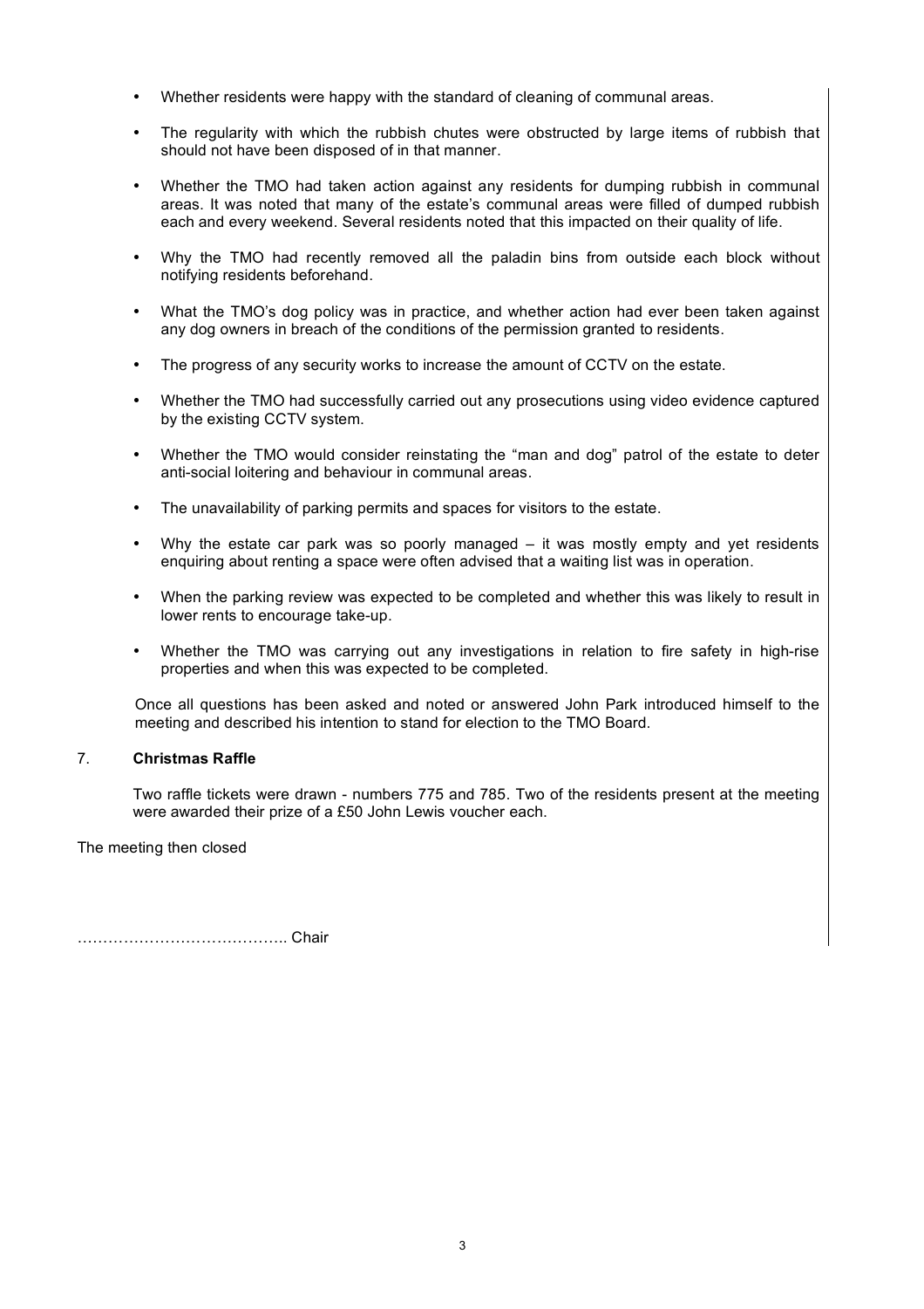- Whether residents were happy with the standard of cleaning of communal areas.

- The regularity with which the rubbish chutes were obstructed by large items of rubbish that should not have been disposed of in that manner.

- Whether the TMO had taken action against any residents for dumping rubbish in communal areas. It was noted that many of the estate's communal areas were filled of dumped rubbish each and every weekend. Several residents noted that this impacted on their quality of life.

- Why the TMO had recently removed all the paladin bins from outside each block without notifying residents beforehand.

- What the TMO's dog policy was in practice, and whether action had ever been taken against any dog owners in breach of the conditions of the permission granted to residents.

- The progress of any security works to increase the amount of CCTV on the estate.

- Whether the TMO had successfully carried out any prosecutions using video evidence captured by the existing CCTV system.

- Whether the TMO would consider reinstating the "man and dog" patrol of the estate to deter anti-social loitering and behaviour in communal areas.

- The unavailability of parking permits and spaces for visitors to the estate.

- Why the estate car park was so poorly managed – it was mostly empty and yet residents enquiring about renting a space were often advised that a waiting list was in operation.

- When the parking review was expected to be completed and whether this was likely to result in lower rents to encourage take-up.

- Whether the TMO was carrying out any investigations in relation to fire safety in high-rise properties and when this was expected to be completed.

Once all questions has been asked and noted or answered John Park introduced himself to the meeting and described his intention to stand for election to the TMO Board.

7. **Christmas Raffle**

Two raffle tickets were drawn - numbers 775 and 785. Two of the residents present at the meeting were awarded their prize of a £50 John Lewis voucher each.

The meeting then closed

………………………………….. Chair